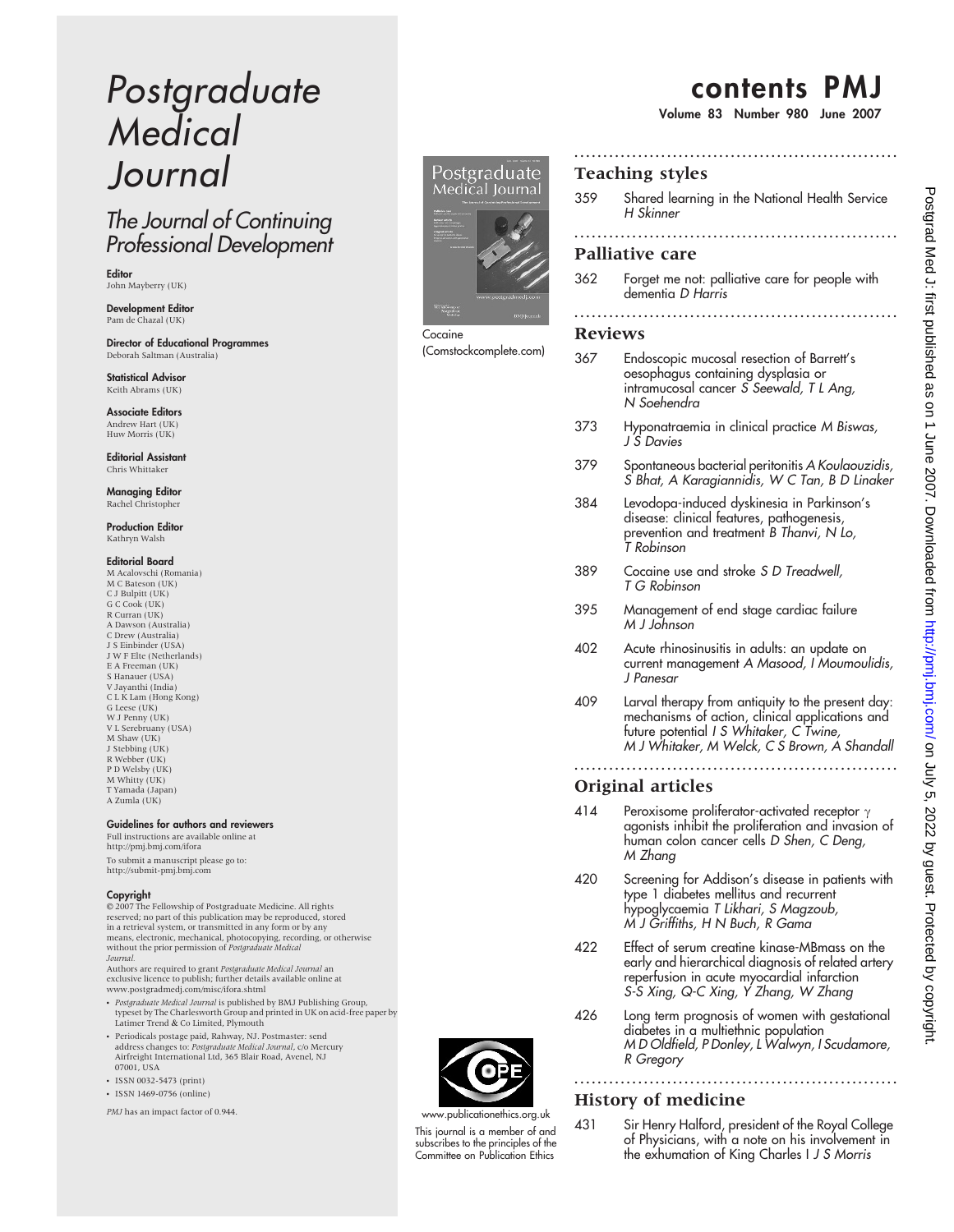# Postgraduate Medical Journal

## The Journal of Continuing Professional Development

**Editor**
John Mayberry (UK)

**Development Editor**
Pam de Chazal (UK)

**Director of Educational Programmes**
Deborah Saltman (Australia)

**Statistical Advisor**
Keith Abrams (UK)

**Associate Editors**
Andrew Hart (UK)
Huw Morris (UK)

**Editorial Assistant**
Chris Whittaker

**Managing Editor**
Rachel Christopher

**Production Editor**
Kathryn Walsh

**Editorial Board**
M Acalovschi (Romania)
M C Bateson (UK)
C J Bulpitt (UK)
G C Cook (UK)
R Curran (UK)
A Dawson (Australia)
C Drew (Australia)
J S Einbinder (USA)
J W F Elte (Netherlands)
E A Freeman (UK)
S Hanauer (USA)
V Jayanthi (India)
C L K Lam (Hong Kong)
G Leese (UK)
W J Penny (UK)
V L Serebruany (USA)
M Shaw (UK)
J Stebbing (UK)
R Webber (UK)
P D Welsby (UK)
M Whitty (UK)
T Yamada (Japan)
A Zumla (UK)

**Guidelines for authors and reviewers**
Full instructions are available online at http://pmj.bmj.com/ifora
To submit a manuscript please go to: http://submit-pmj.bmj.com

**Copyright**
© 2007 The Fellowship of Postgraduate Medicine. All rights reserved; no part of this publication may be reproduced, stored in a retrieval system, or transmitted in any form or by any means, electronic, mechanical, photocopying, recording, or otherwise without the prior permission of *Postgraduate Medical Journal*.
Authors are required to grant *Postgraduate Medical Journal* an exclusive licence to publish; further details available online at www.postgradmedj.com/misc/ifora.shtml

- *Postgraduate Medical Journal* is published by BMJ Publishing Group, typeset by The Charlesworth Group and printed in UK on acid-free paper by Latimer Trend & Co Limited, Plymouth
- Periodicals postage paid, Rahway, NJ. Postmaster: send address changes to: *Postgraduate Medical Journal*, c/o Mercury Airfreight International Ltd, 365 Blair Road, Avenel, NJ 07001, USA
- ISSN 0032-5473 (print)
- ISSN 1469-0756 (online)

*PMJ* has an impact factor of 0.944.

Cocaine (Comstockcomplete.com)

www.publicationethics.org.uk

This journal is a member of and subscribes to the principles of the Committee on Publication Ethics

# contents PMJ

**Volume 83 Number 980 June 2007**

## Teaching styles

359 Shared learning in the National Health Service *H Skinner*

## Palliative care

362 Forget me not: palliative care for people with dementia *D Harris*

## Reviews

367 Endoscopic mucosal resection of Barrett's oesophagus containing dysplasia or intramucosal cancer *S Seewald, T L Ang, N Soehendra*

373 Hyponatraemia in clinical practice *M Biswas, J S Davies*

379 Spontaneous bacterial peritonitis *A Koulaouzidis, S Bhat, A Karagiannidis, W C Tan, B D Linaker*

384 Levodopa-induced dyskinesia in Parkinson's disease: clinical features, pathogenesis, prevention and treatment *B Thanvi, N Lo, T Robinson*

389 Cocaine use and stroke *S D Treadwell, T G Robinson*

395 Management of end stage cardiac failure *M J Johnson*

402 Acute rhinosinusitis in adults: an update on current management *A Masood, I Moumoulidis, J Panesar*

409 Larval therapy from antiquity to the present day: mechanisms of action, clinical applications and future potential *I S Whitaker, C Twine, M J Whitaker, M Welck, C S Brown, A Shandall*

## Original articles

414 Peroxisome proliferator-activated receptor $\gamma$ agonists inhibit the proliferation and invasion of human colon cancer cells *D Shen, C Deng, M Zhang*

420 Screening for Addison's disease in patients with type 1 diabetes mellitus and recurrent hypoglycaemia *T Likhari, S Magzoub, M J Griffiths, H N Buch, R Gama*

422 Effect of serum creatine kinase-MBmass on the early and hierarchical diagnosis of related artery reperfusion in acute myocardial infarction *S-S Xing, Q-C Xing, Y Zhang, W Zhang*

426 Long term prognosis of women with gestational diabetes in a multiethnic population *M D Oldfield, P Donley, L Walwyn, I Scudamore, R Gregory*

## History of medicine

431 Sir Henry Halford, president of the Royal College of Physicians, with a note on his involvement in the exhumation of King Charles I *J S Morris*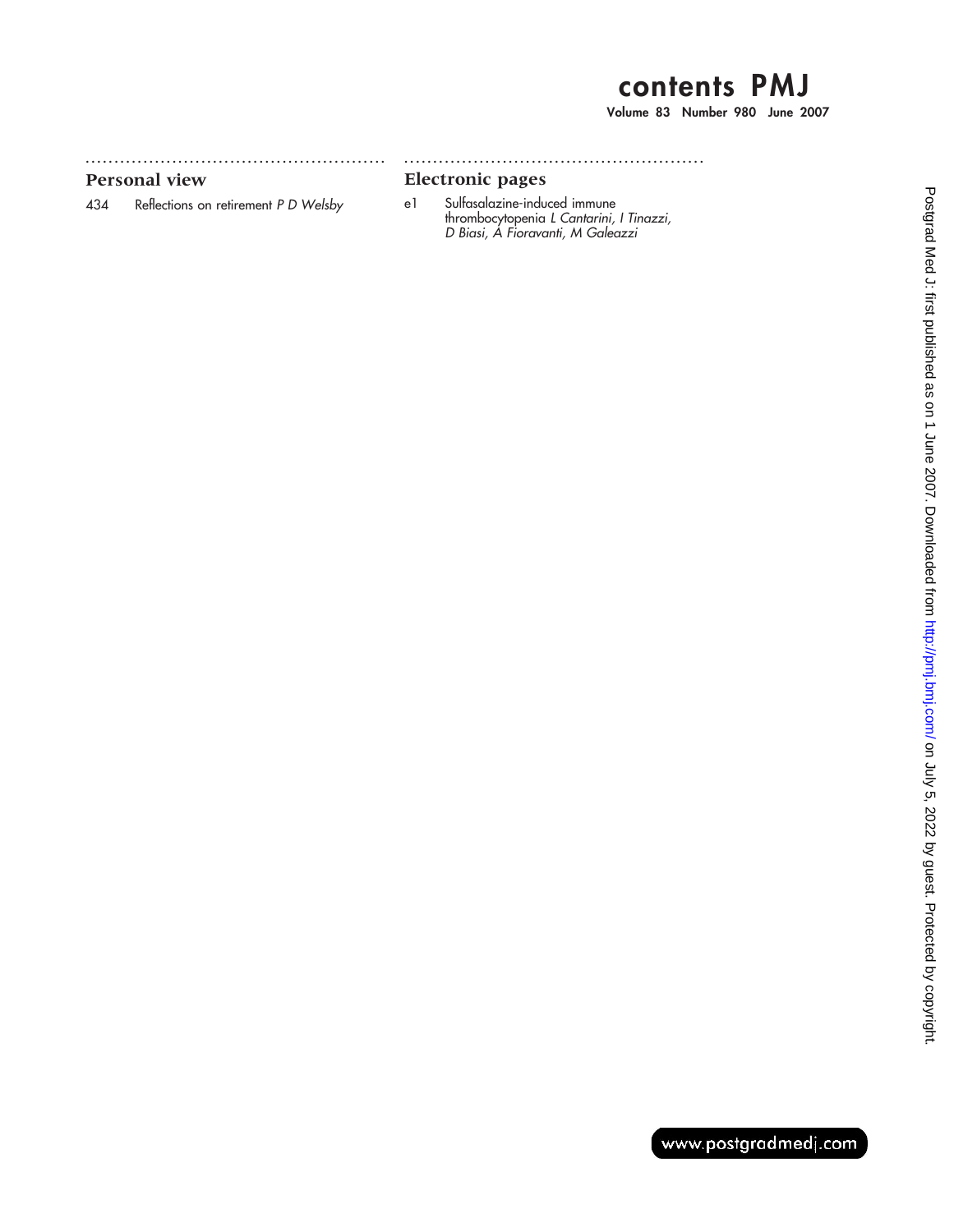## Personal view

434 Reflections on retirement *P D Welsby*

## Electronic pages

e1 Sulfasalazine-induced immune thrombocytopenia *L Cantarini, I Tinazzi, D Biasi, A Fioravanti, M Galeazzi*